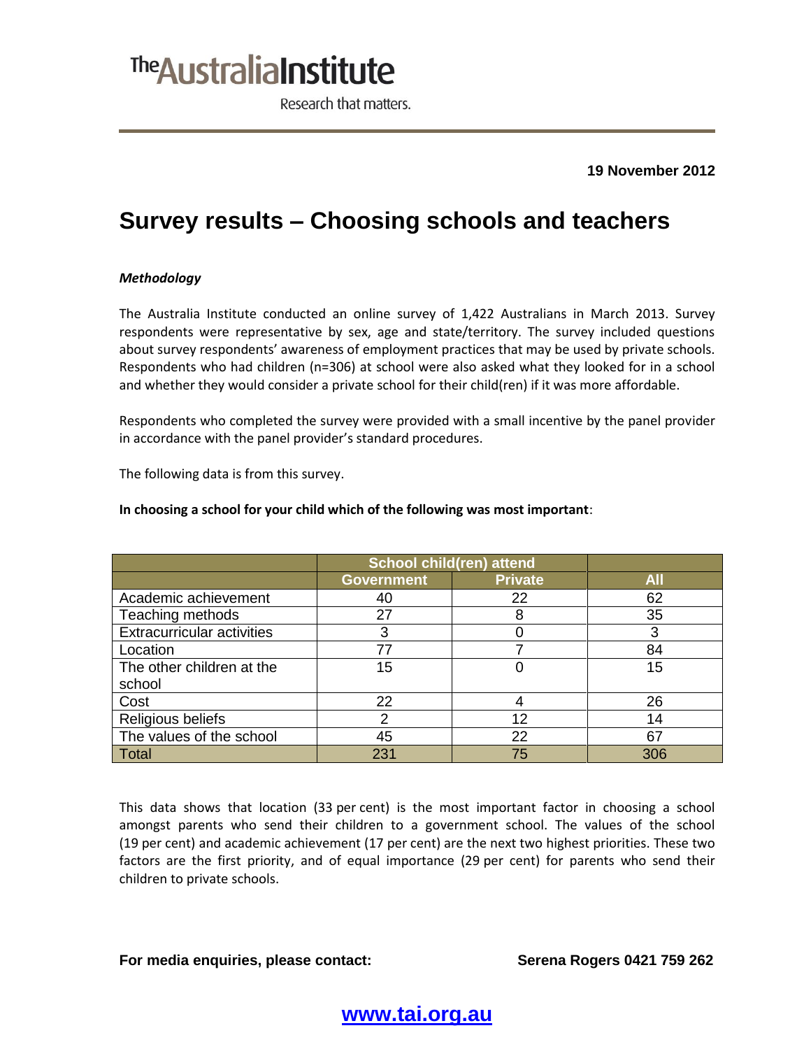# The Australia Institute

Research that matters.

**19 November 2012**

# Survey results – Choosing schools and teachers

***Methodology***

The Australia Institute conducted an online survey of 1,422 Australians in March 2013. Survey respondents were representative by sex, age and state/territory. The survey included questions about survey respondents' awareness of employment practices that may be used by private schools. Respondents who had children (n=306) at school were also asked what they looked for in a school and whether they would consider a private school for their child(ren) if it was more affordable.

Respondents who completed the survey were provided with a small incentive by the panel provider in accordance with the panel provider's standard procedures.

The following data is from this survey.

**In choosing a school for your child which of the following was most important**:

| | School child(ren) attend | | |
|---|---|---|---|
| | Government | Private | All |
| Academic achievement | 40 | 22 | 62 |
| Teaching methods | 27 | 8 | 35 |
| Extracurricular activities | 3 | 0 | 3 |
| Location | 77 | 7 | 84 |
| The other children at the school | 15 | 0 | 15 |
| Cost | 22 | 4 | 26 |
| Religious beliefs | 2 | 12 | 14 |
| The values of the school | 45 | 22 | 67 |
| Total | 231 | 75 | 306 |

This data shows that location (33 per cent) is the most important factor in choosing a school amongst parents who send their children to a government school. The values of the school (19 per cent) and academic achievement (17 per cent) are the next two highest priorities. These two factors are the first priority, and of equal importance (29 per cent) for parents who send their children to private schools.

**For media enquiries, please contact:** **Serena Rogers 0421 759 262**

**www.tai.org.au**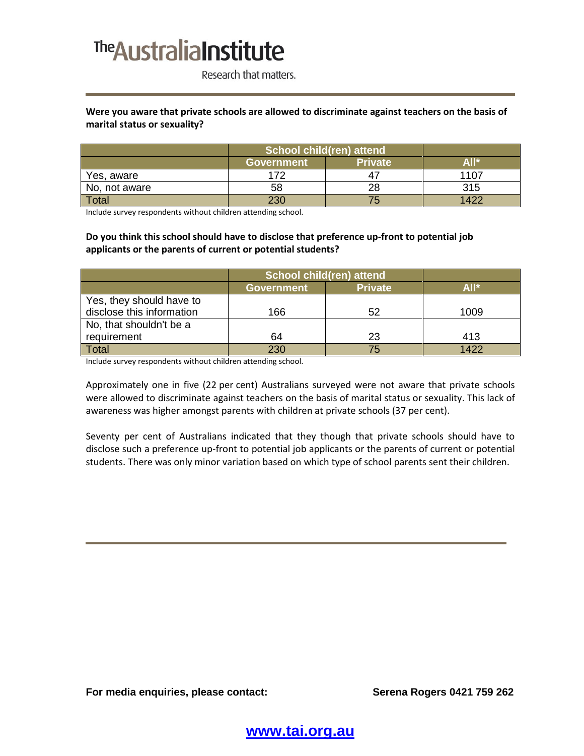The Australia Institute

Research that matters.

**Were you aware that private schools are allowed to discriminate against teachers on the basis of marital status or sexuality?**

| | School child(ren) attend | | |
|---|---|---|---|
| | Government | Private | All* |
| Yes, aware | 172 | 47 | 1107 |
| No, not aware | 58 | 28 | 315 |
| Total | 230 | 75 | 1422 |

Include survey respondents without children attending school.

**Do you think this school should have to disclose that preference up-front to potential job applicants or the parents of current or potential students?**

| | School child(ren) attend | | |
|---|---|---|---|
| | Government | Private | All* |
| Yes, they should have to disclose this information | 166 | 52 | 1009 |
| No, that shouldn't be a requirement | 64 | 23 | 413 |
| Total | 230 | 75 | 1422 |

Include survey respondents without children attending school.

Approximately one in five (22 per cent) Australians surveyed were not aware that private schools were allowed to discriminate against teachers on the basis of marital status or sexuality. This lack of awareness was higher amongst parents with children at private schools (37 per cent).

Seventy per cent of Australians indicated that they though that private schools should have to disclose such a preference up-front to potential job applicants or the parents of current or potential students. There was only minor variation based on which type of school parents sent their children.

**For media enquiries, please contact:** **Serena Rogers 0421 759 262**

**www.tai.org.au**